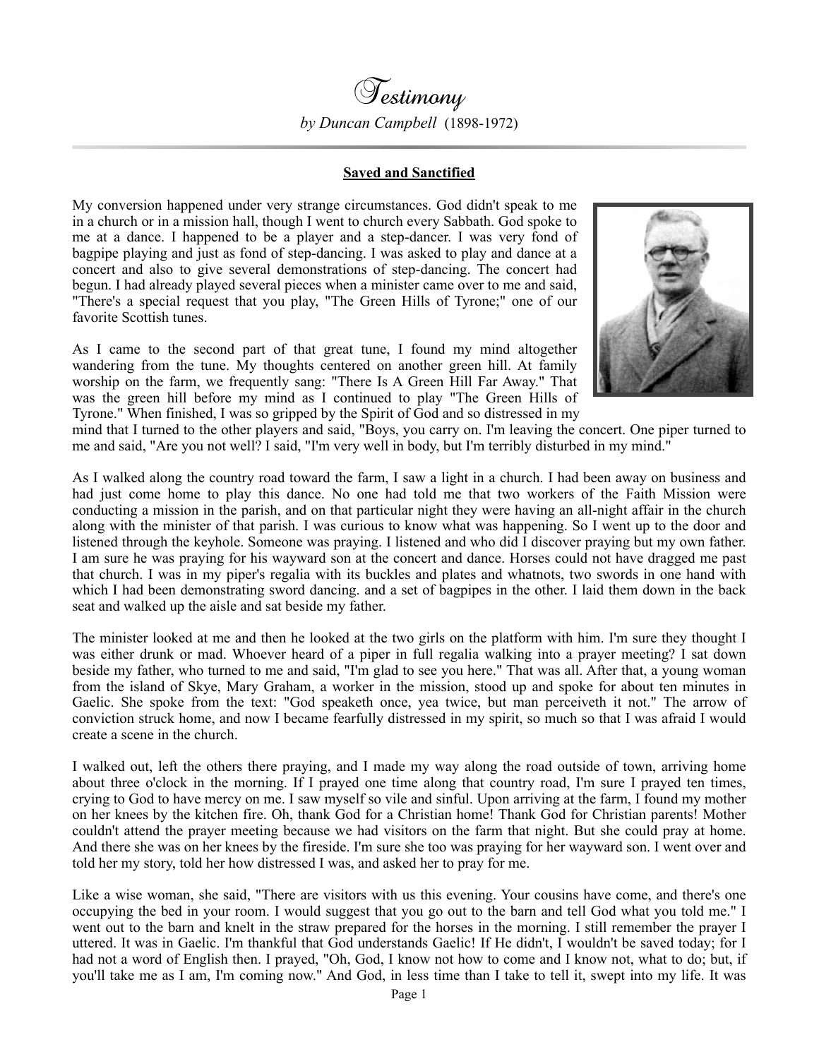# Testimony

*by Duncan Campbell* (1898-1972)

## Saved and Sanctified

My conversion happened under very strange circumstances. God didn't speak to me in a church or in a mission hall, though I went to church every Sabbath. God spoke to me at a dance. I happened to be a player and a step-dancer. I was very fond of bagpipe playing and just as fond of step-dancing. I was asked to play and dance at a concert and also to give several demonstrations of step-dancing. The concert had begun. I had already played several pieces when a minister came over to me and said, "There's a special request that you play, "The Green Hills of Tyrone;" one of our favorite Scottish tunes.

As I came to the second part of that great tune, I found my mind altogether wandering from the tune. My thoughts centered on another green hill. At family worship on the farm, we frequently sang: "There Is A Green Hill Far Away." That was the green hill before my mind as I continued to play "The Green Hills of Tyrone." When finished, I was so gripped by the Spirit of God and so distressed in my mind that I turned to the other players and said, "Boys, you carry on. I'm leaving the concert. One piper turned to me and said, "Are you not well? I said, "I'm very well in body, but I'm terribly disturbed in my mind."

As I walked along the country road toward the farm, I saw a light in a church. I had been away on business and had just come home to play this dance. No one had told me that two workers of the Faith Mission were conducting a mission in the parish, and on that particular night they were having an all-night affair in the church along with the minister of that parish. I was curious to know what was happening. So I went up to the door and listened through the keyhole. Someone was praying. I listened and who did I discover praying but my own father. I am sure he was praying for his wayward son at the concert and dance. Horses could not have dragged me past that church. I was in my piper's regalia with its buckles and plates and whatnots, two swords in one hand with which I had been demonstrating sword dancing. and a set of bagpipes in the other. I laid them down in the back seat and walked up the aisle and sat beside my father.

The minister looked at me and then he looked at the two girls on the platform with him. I'm sure they thought I was either drunk or mad. Whoever heard of a piper in full regalia walking into a prayer meeting? I sat down beside my father, who turned to me and said, "I'm glad to see you here." That was all. After that, a young woman from the island of Skye, Mary Graham, a worker in the mission, stood up and spoke for about ten minutes in Gaelic. She spoke from the text: "God speaketh once, yea twice, but man perceiveth it not." The arrow of conviction struck home, and now I became fearfully distressed in my spirit, so much so that I was afraid I would create a scene in the church.

I walked out, left the others there praying, and I made my way along the road outside of town, arriving home about three o'clock in the morning. If I prayed one time along that country road, I'm sure I prayed ten times, crying to God to have mercy on me. I saw myself so vile and sinful. Upon arriving at the farm, I found my mother on her knees by the kitchen fire. Oh, thank God for a Christian home! Thank God for Christian parents! Mother couldn't attend the prayer meeting because we had visitors on the farm that night. But she could pray at home. And there she was on her knees by the fireside. I'm sure she too was praying for her wayward son. I went over and told her my story, told her how distressed I was, and asked her to pray for me.

Like a wise woman, she said, "There are visitors with us this evening. Your cousins have come, and there's one occupying the bed in your room. I would suggest that you go out to the barn and tell God what you told me." I went out to the barn and knelt in the straw prepared for the horses in the morning. I still remember the prayer I uttered. It was in Gaelic. I'm thankful that God understands Gaelic! If He didn't, I wouldn't be saved today; for I had not a word of English then. I prayed, "Oh, God, I know not how to come and I know not, what to do; but, if you'll take me as I am, I'm coming now." And God, in less time than I take to tell it, swept into my life. It was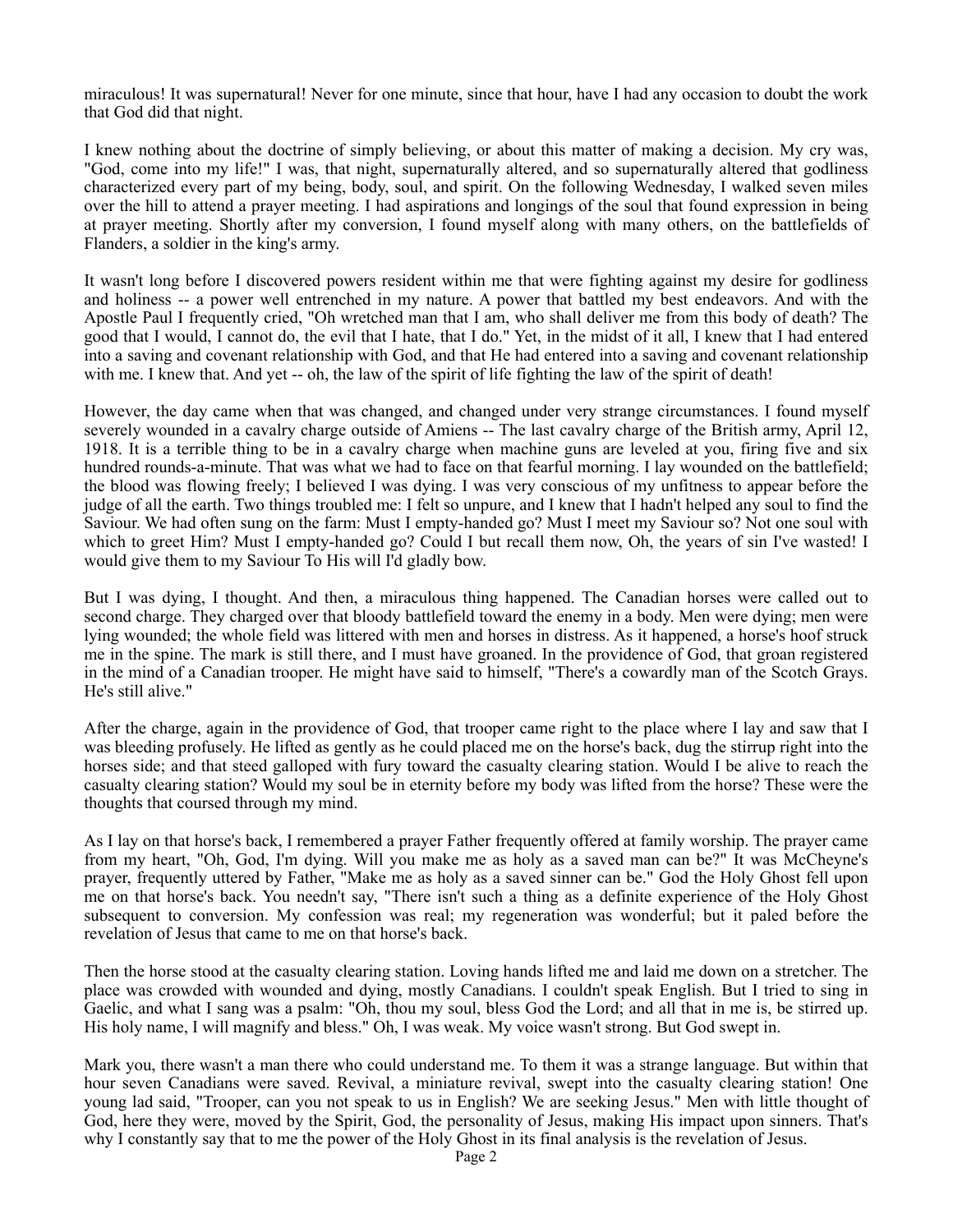miraculous! It was supernatural! Never for one minute, since that hour, have I had any occasion to doubt the work that God did that night.

I knew nothing about the doctrine of simply believing, or about this matter of making a decision. My cry was, "God, come into my life!" I was, that night, supernaturally altered, and so supernaturally altered that godliness characterized every part of my being, body, soul, and spirit. On the following Wednesday, I walked seven miles over the hill to attend a prayer meeting. I had aspirations and longings of the soul that found expression in being at prayer meeting. Shortly after my conversion, I found myself along with many others, on the battlefields of Flanders, a soldier in the king's army.

It wasn't long before I discovered powers resident within me that were fighting against my desire for godliness and holiness -- a power well entrenched in my nature. A power that battled my best endeavors. And with the Apostle Paul I frequently cried, "Oh wretched man that I am, who shall deliver me from this body of death? The good that I would, I cannot do, the evil that I hate, that I do." Yet, in the midst of it all, I knew that I had entered into a saving and covenant relationship with God, and that He had entered into a saving and covenant relationship with me. I knew that. And yet -- oh, the law of the spirit of life fighting the law of the spirit of death!

However, the day came when that was changed, and changed under very strange circumstances. I found myself severely wounded in a cavalry charge outside of Amiens -- The last cavalry charge of the British army, April 12, 1918. It is a terrible thing to be in a cavalry charge when machine guns are leveled at you, firing five and six hundred rounds-a-minute. That was what we had to face on that fearful morning. I lay wounded on the battlefield; the blood was flowing freely; I believed I was dying. I was very conscious of my unfitness to appear before the judge of all the earth. Two things troubled me: I felt so unpure, and I knew that I hadn't helped any soul to find the Saviour. We had often sung on the farm: Must I empty-handed go? Must I meet my Saviour so? Not one soul with which to greet Him? Must I empty-handed go? Could I but recall them now, Oh, the years of sin I've wasted! I would give them to my Saviour To His will I'd gladly bow.

But I was dying, I thought. And then, a miraculous thing happened. The Canadian horses were called out to second charge. They charged over that bloody battlefield toward the enemy in a body. Men were dying; men were lying wounded; the whole field was littered with men and horses in distress. As it happened, a horse's hoof struck me in the spine. The mark is still there, and I must have groaned. In the providence of God, that groan registered in the mind of a Canadian trooper. He might have said to himself, "There's a cowardly man of the Scotch Grays. He's still alive."

After the charge, again in the providence of God, that trooper came right to the place where I lay and saw that I was bleeding profusely. He lifted as gently as he could placed me on the horse's back, dug the stirrup right into the horses side; and that steed galloped with fury toward the casualty clearing station. Would I be alive to reach the casualty clearing station? Would my soul be in eternity before my body was lifted from the horse? These were the thoughts that coursed through my mind.

As I lay on that horse's back, I remembered a prayer Father frequently offered at family worship. The prayer came from my heart, "Oh, God, I'm dying. Will you make me as holy as a saved man can be?" It was McCheyne's prayer, frequently uttered by Father, "Make me as holy as a saved sinner can be." God the Holy Ghost fell upon me on that horse's back. You needn't say, "There isn't such a thing as a definite experience of the Holy Ghost subsequent to conversion. My confession was real; my regeneration was wonderful; but it paled before the revelation of Jesus that came to me on that horse's back.

Then the horse stood at the casualty clearing station. Loving hands lifted me and laid me down on a stretcher. The place was crowded with wounded and dying, mostly Canadians. I couldn't speak English. But I tried to sing in Gaelic, and what I sang was a psalm: "Oh, thou my soul, bless God the Lord; and all that in me is, be stirred up. His holy name, I will magnify and bless." Oh, I was weak. My voice wasn't strong. But God swept in.

Mark you, there wasn't a man there who could understand me. To them it was a strange language. But within that hour seven Canadians were saved. Revival, a miniature revival, swept into the casualty clearing station! One young lad said, "Trooper, can you not speak to us in English? We are seeking Jesus." Men with little thought of God, here they were, moved by the Spirit, God, the personality of Jesus, making His impact upon sinners. That's why I constantly say that to me the power of the Holy Ghost in its final analysis is the revelation of Jesus.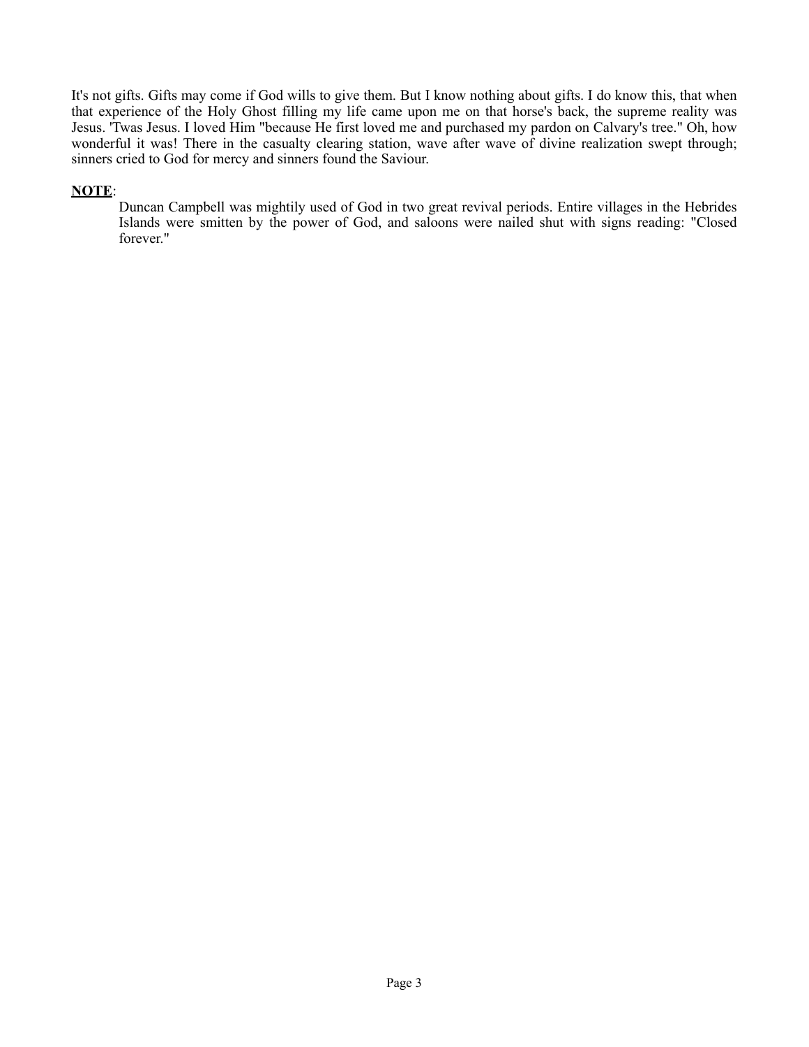It's not gifts. Gifts may come if God wills to give them. But I know nothing about gifts. I do know this, that when that experience of the Holy Ghost filling my life came upon me on that horse's back, the supreme reality was Jesus. 'Twas Jesus. I loved Him "because He first loved me and purchased my pardon on Calvary's tree." Oh, how wonderful it was! There in the casualty clearing station, wave after wave of divine realization swept through; sinners cried to God for mercy and sinners found the Saviour.

**NOTE**:

> Duncan Campbell was mightily used of God in two great revival periods. Entire villages in the Hebrides Islands were smitten by the power of God, and saloons were nailed shut with signs reading: "Closed forever."